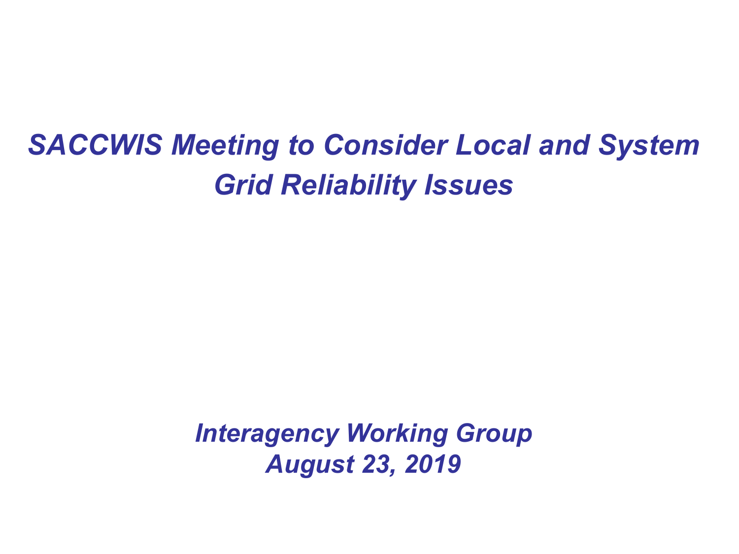# *SACCWIS Meeting to Consider Local and System Grid Reliability Issues*

*Interagency Working Group*
*August 23, 2019*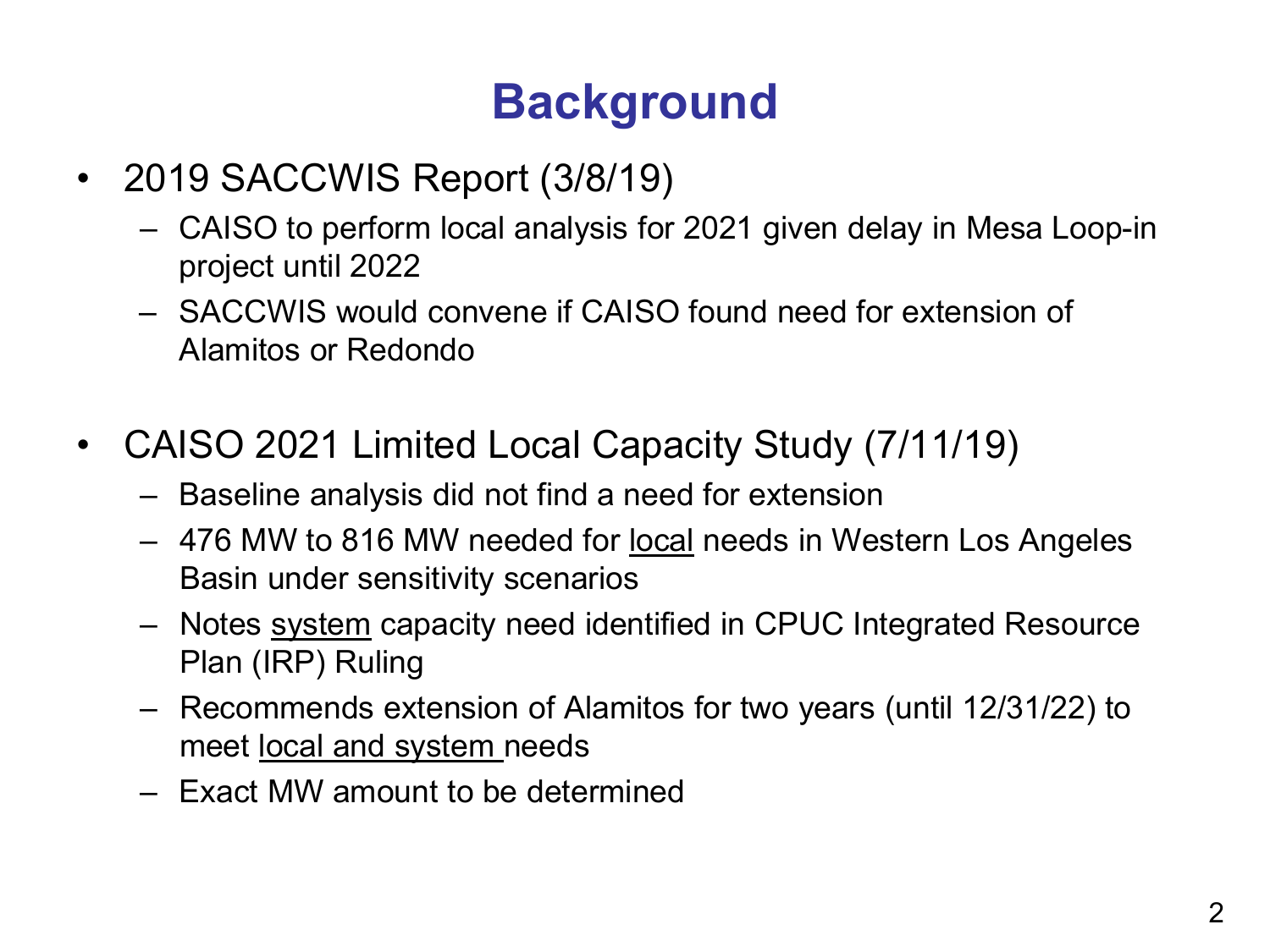# Background

- 2019 SACCWIS Report (3/8/19)
  - CAISO to perform local analysis for 2021 given delay in Mesa Loop-in project until 2022
  - SACCWIS would convene if CAISO found need for extension of Alamitos or Redondo

- CAISO 2021 Limited Local Capacity Study (7/11/19)
  - Baseline analysis did not find a need for extension
  - 476 MW to 816 MW needed for <u>local</u> needs in Western Los Angeles Basin under sensitivity scenarios
  - Notes <u>system</u> capacity need identified in CPUC Integrated Resource Plan (IRP) Ruling
  - Recommends extension of Alamitos for two years (until 12/31/22) to meet <u>local and system</u> needs
  - Exact MW amount to be determined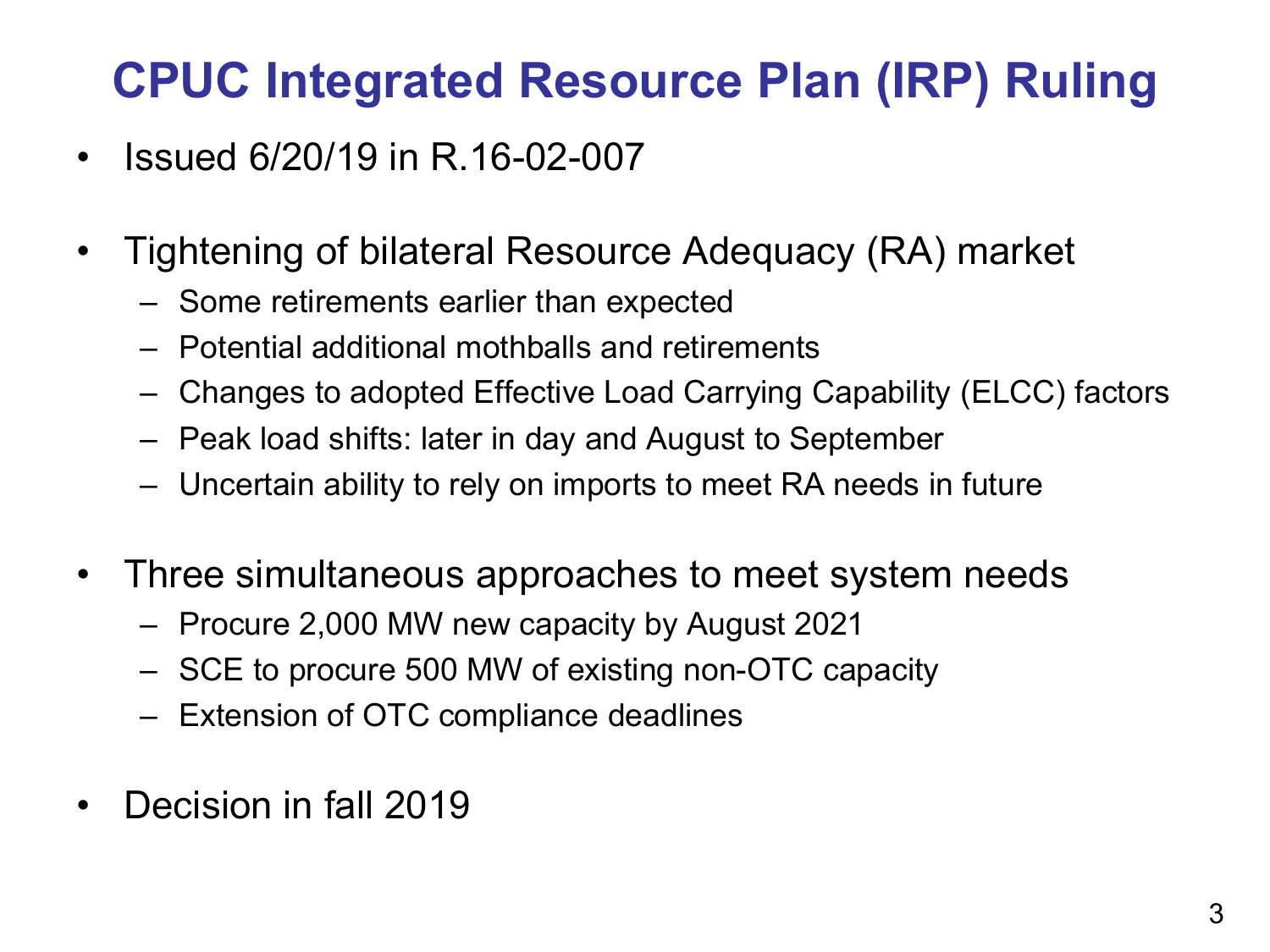# CPUC Integrated Resource Plan (IRP) Ruling

- Issued 6/20/19 in R.16-02-007
- Tightening of bilateral Resource Adequacy (RA) market
  - Some retirements earlier than expected
  - Potential additional mothballs and retirements
  - Changes to adopted Effective Load Carrying Capability (ELCC) factors
  - Peak load shifts: later in day and August to September
  - Uncertain ability to rely on imports to meet RA needs in future
- Three simultaneous approaches to meet system needs
  - Procure 2,000 MW new capacity by August 2021
  - SCE to procure 500 MW of existing non-OTC capacity
  - Extension of OTC compliance deadlines
- Decision in fall 2019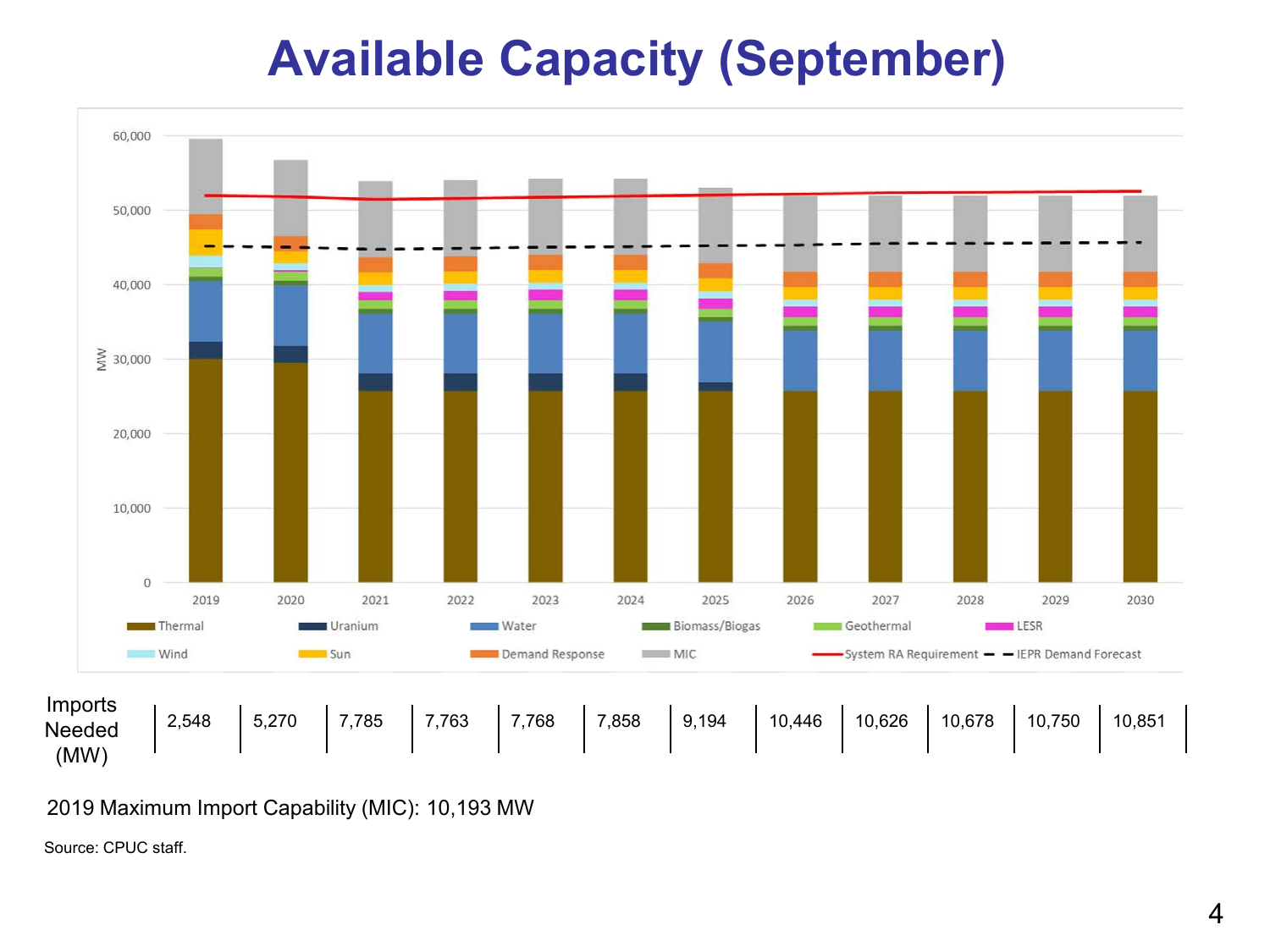# Available Capacity (September)

| Imports Needed (MW) | 2019 | 2020 | 2021 | 2022 | 2023 | 2024 | 2025 | 2026 | 2027 | 2028 | 2029 | 2030 |
|---|---|---|---|---|---|---|---|---|---|---|---|---|
| | 2,548 | 5,270 | 7,785 | 7,763 | 7,768 | 7,858 | 9,194 | 10,446 | 10,626 | 10,678 | 10,750 | 10,851 |

2019 Maximum Import Capability (MIC): 10,193 MW

Source: CPUC staff.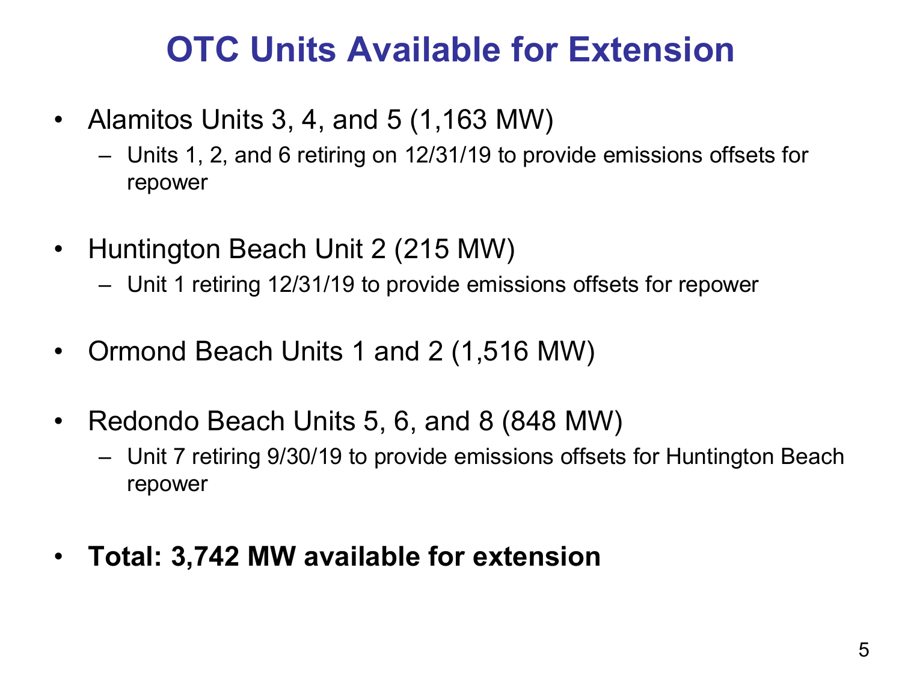# OTC Units Available for Extension

- Alamitos Units 3, 4, and 5 (1,163 MW)
  - Units 1, 2, and 6 retiring on 12/31/19 to provide emissions offsets for repower
- Huntington Beach Unit 2 (215 MW)
  - Unit 1 retiring 12/31/19 to provide emissions offsets for repower
- Ormond Beach Units 1 and 2 (1,516 MW)
- Redondo Beach Units 5, 6, and 8 (848 MW)
  - Unit 7 retiring 9/30/19 to provide emissions offsets for Huntington Beach repower
- **Total: 3,742 MW available for extension**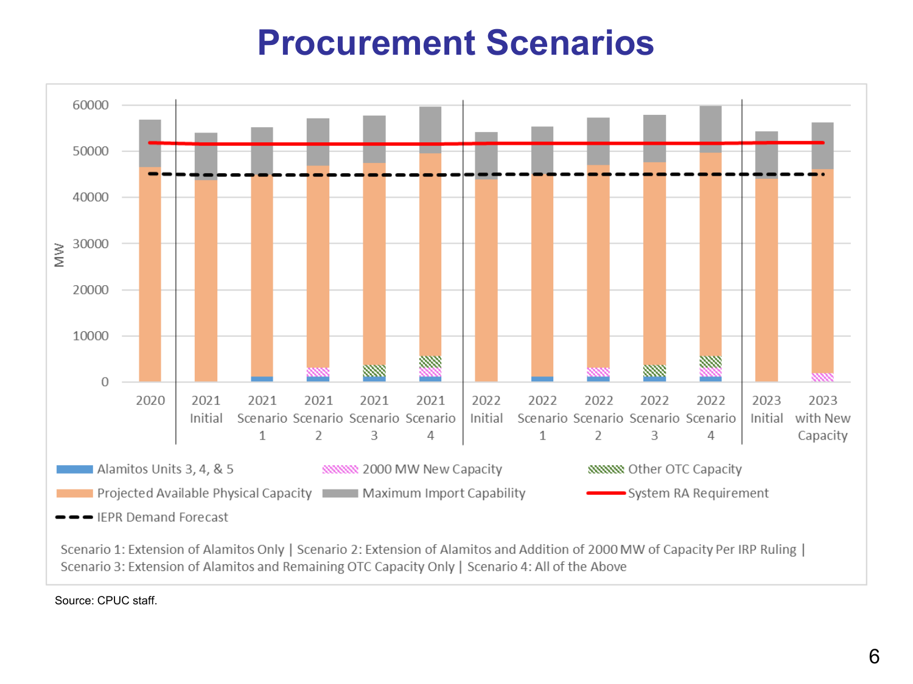# Procurement Scenarios

60000
50000
40000
30000
20000
10000
0

MW

2020 | 2021 Initial | 2021 Scenario 1 | 2021 Scenario 2 | 2021 Scenario 3 | 2021 Scenario 4 | 2022 Initial | 2022 Scenario 1 | 2022 Scenario 2 | 2022 Scenario 3 | 2022 Scenario 4 | 2023 Initial | 2023 with New Capacity

Alamitos Units 3, 4, & 5
2000 MW New Capacity
Other OTC Capacity
Projected Available Physical Capacity
Maximum Import Capability
System RA Requirement
IEPR Demand Forecast

Scenario 1: Extension of Alamitos Only | Scenario 2: Extension of Alamitos and Addition of 2000 MW of Capacity Per IRP Ruling | Scenario 3: Extension of Alamitos and Remaining OTC Capacity Only | Scenario 4: All of the Above

Source: CPUC staff.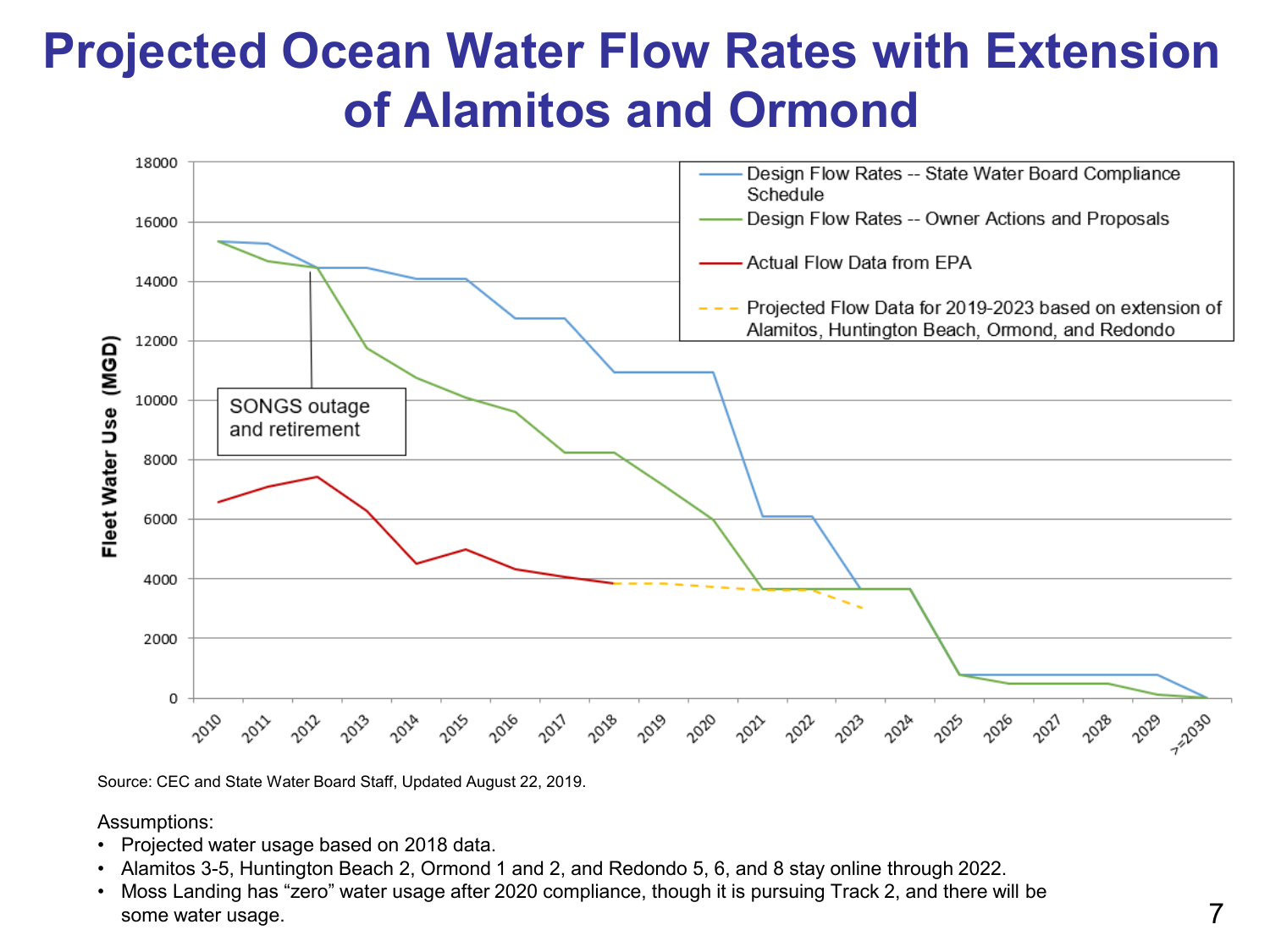# Projected Ocean Water Flow Rates with Extension of Alamitos and Ormond

Source: CEC and State Water Board Staff, Updated August 22, 2019.

Assumptions:

- Projected water usage based on 2018 data.
- Alamitos 3-5, Huntington Beach 2, Ormond 1 and 2, and Redondo 5, 6, and 8 stay online through 2022.
- Moss Landing has "zero" water usage after 2020 compliance, though it is pursuing Track 2, and there will be some water usage.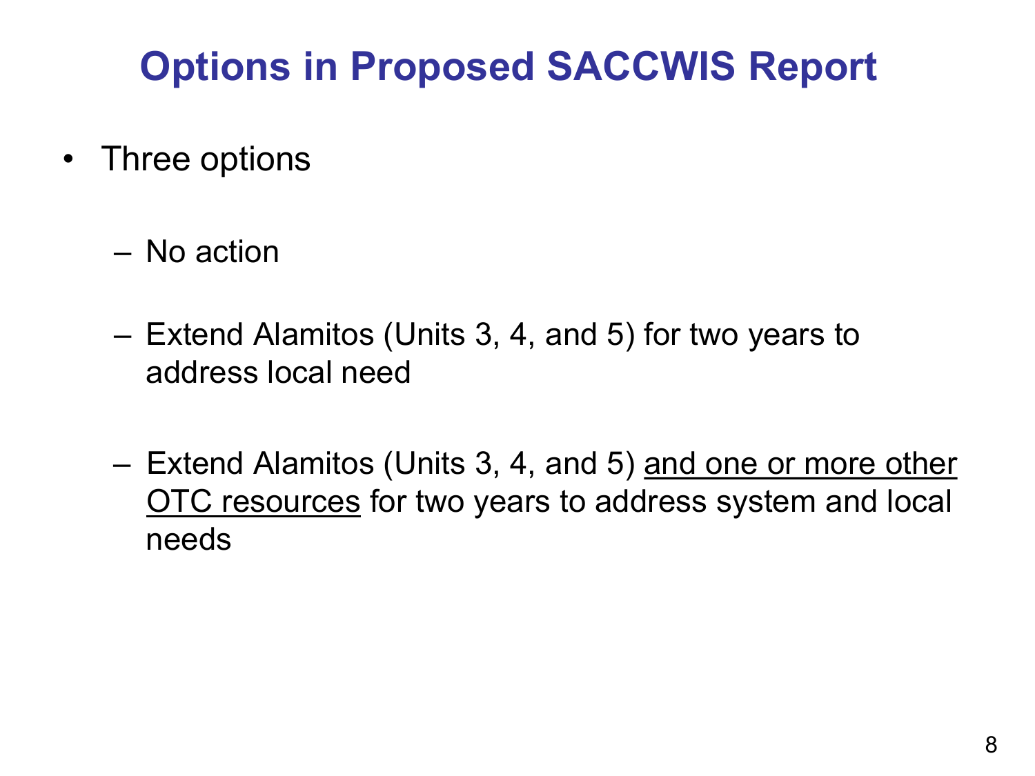# Options in Proposed SACCWIS Report

- Three options
  - No action
  - Extend Alamitos (Units 3, 4, and 5) for two years to address local need
  - Extend Alamitos (Units 3, 4, and 5) <u>and one or more other OTC resources</u> for two years to address system and local needs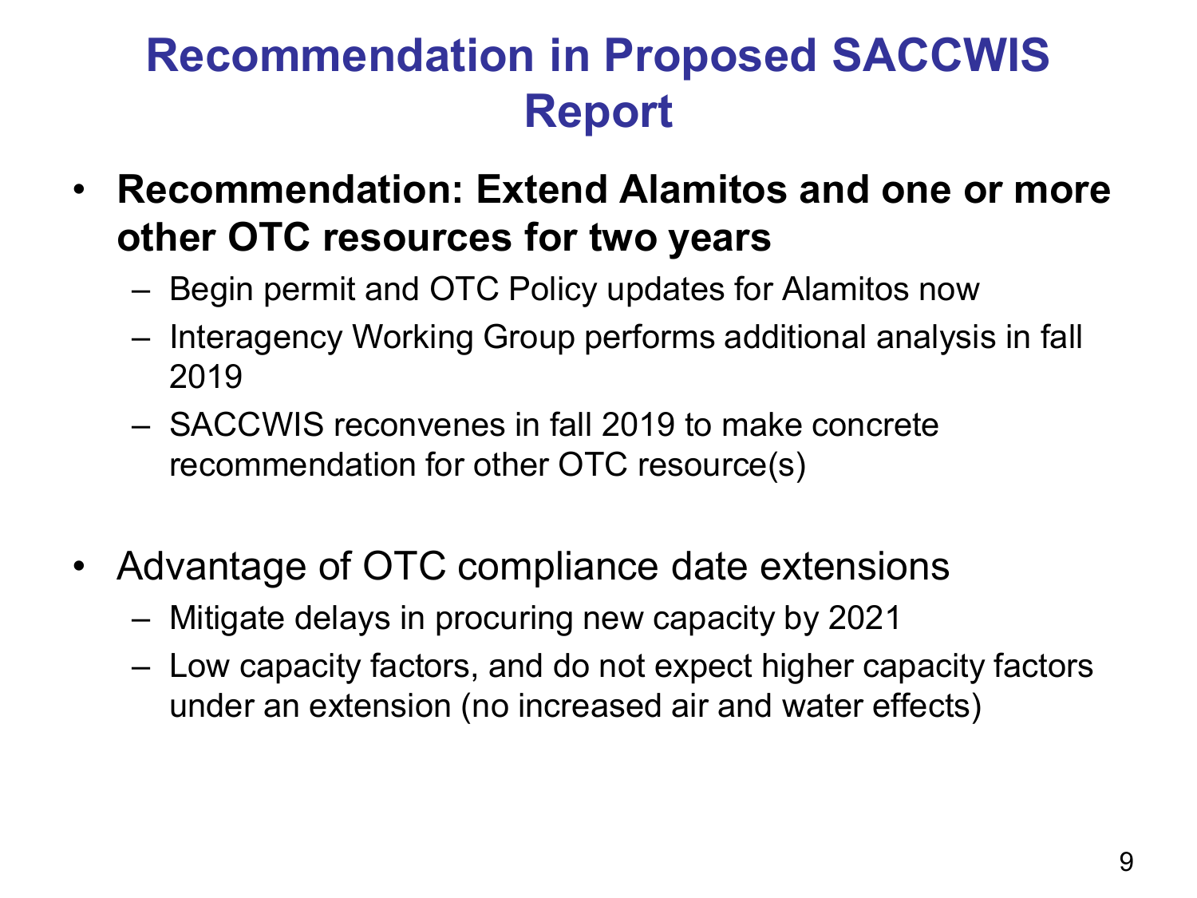# Recommendation in Proposed SACCWIS Report

- **Recommendation: Extend Alamitos and one or more other OTC resources for two years**
  - Begin permit and OTC Policy updates for Alamitos now
  - Interagency Working Group performs additional analysis in fall 2019
  - SACCWIS reconvenes in fall 2019 to make concrete recommendation for other OTC resource(s)

- Advantage of OTC compliance date extensions
  - Mitigate delays in procuring new capacity by 2021
  - Low capacity factors, and do not expect higher capacity factors under an extension (no increased air and water effects)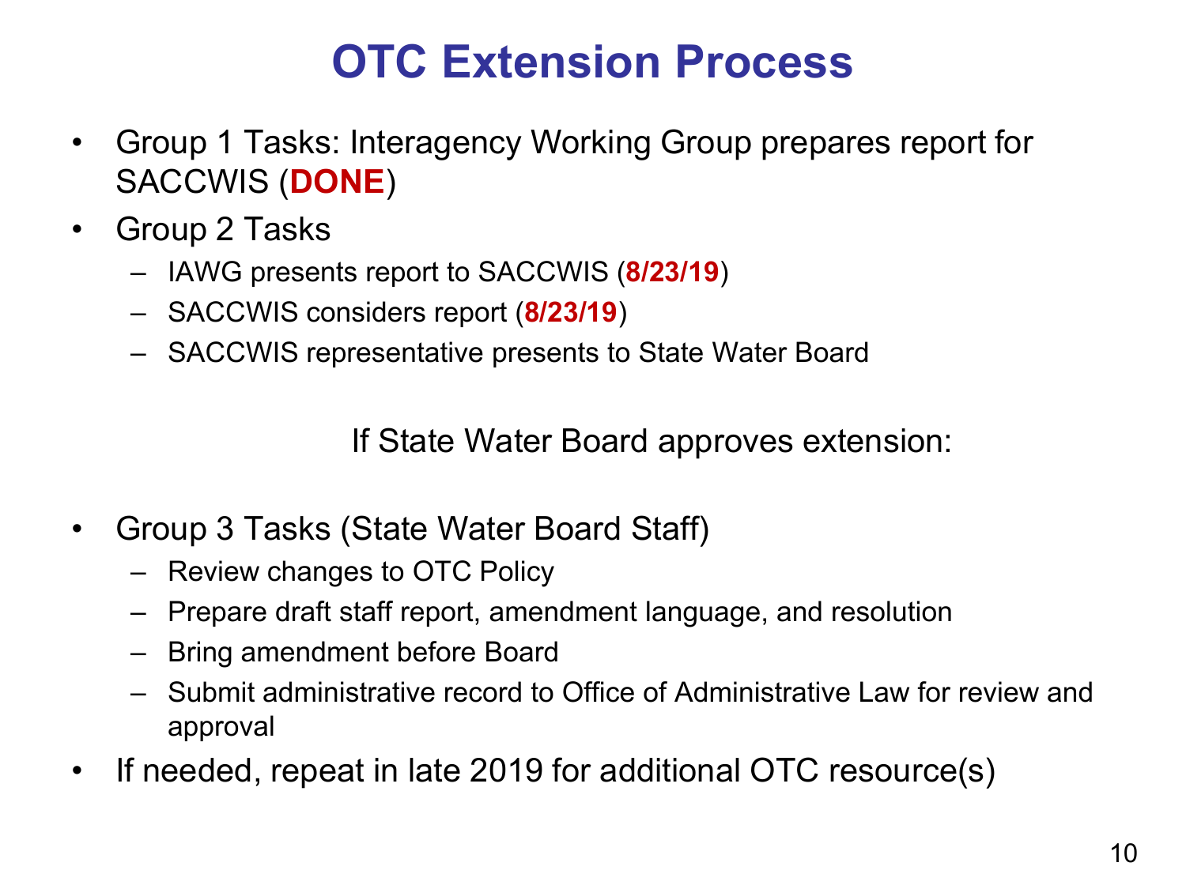# OTC Extension Process

- Group 1 Tasks: Interagency Working Group prepares report for SACCWIS (**DONE**)
- Group 2 Tasks
  - IAWG presents report to SACCWIS (**8/23/19**)
  - SACCWIS considers report (**8/23/19**)
  - SACCWIS representative presents to State Water Board

If State Water Board approves extension:

- Group 3 Tasks (State Water Board Staff)
  - Review changes to OTC Policy
  - Prepare draft staff report, amendment language, and resolution
  - Bring amendment before Board
  - Submit administrative record to Office of Administrative Law for review and approval
- If needed, repeat in late 2019 for additional OTC resource(s)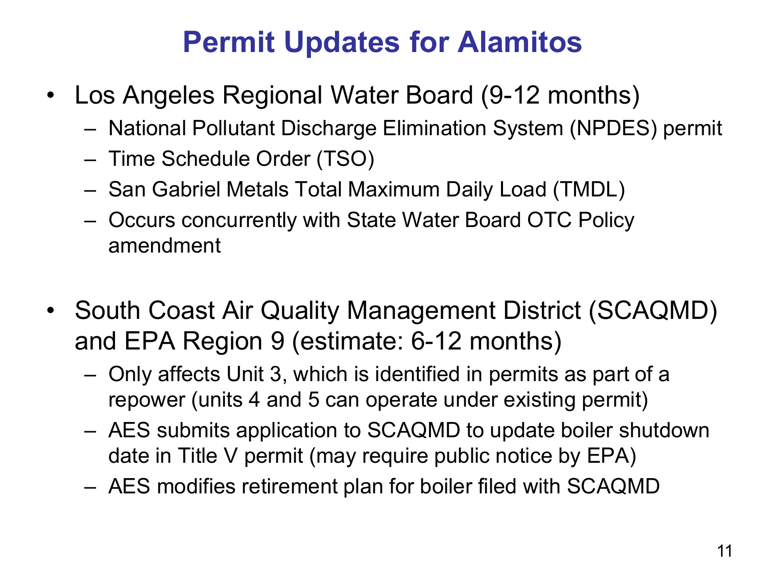# Permit Updates for Alamitos

- Los Angeles Regional Water Board (9-12 months)
  - National Pollutant Discharge Elimination System (NPDES) permit
  - Time Schedule Order (TSO)
  - San Gabriel Metals Total Maximum Daily Load (TMDL)
  - Occurs concurrently with State Water Board OTC Policy amendment

- South Coast Air Quality Management District (SCAQMD) and EPA Region 9 (estimate: 6-12 months)
  - Only affects Unit 3, which is identified in permits as part of a repower (units 4 and 5 can operate under existing permit)
  - AES submits application to SCAQMD to update boiler shutdown date in Title V permit (may require public notice by EPA)
  - AES modifies retirement plan for boiler filed with SCAQMD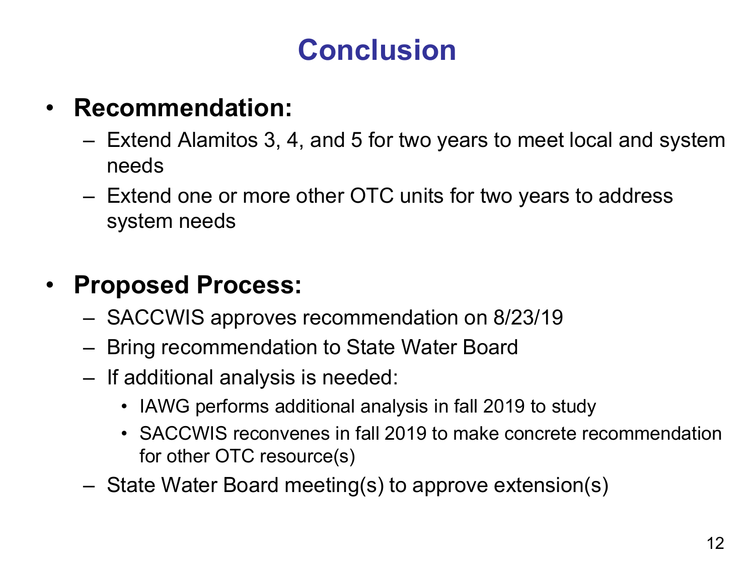# Conclusion

- **Recommendation:**
  - Extend Alamitos 3, 4, and 5 for two years to meet local and system needs
  - Extend one or more other OTC units for two years to address system needs

- **Proposed Process:**
  - SACCWIS approves recommendation on 8/23/19
  - Bring recommendation to State Water Board
  - If additional analysis is needed:
    - IAWG performs additional analysis in fall 2019 to study
    - SACCWIS reconvenes in fall 2019 to make concrete recommendation for other OTC resource(s)
  - State Water Board meeting(s) to approve extension(s)